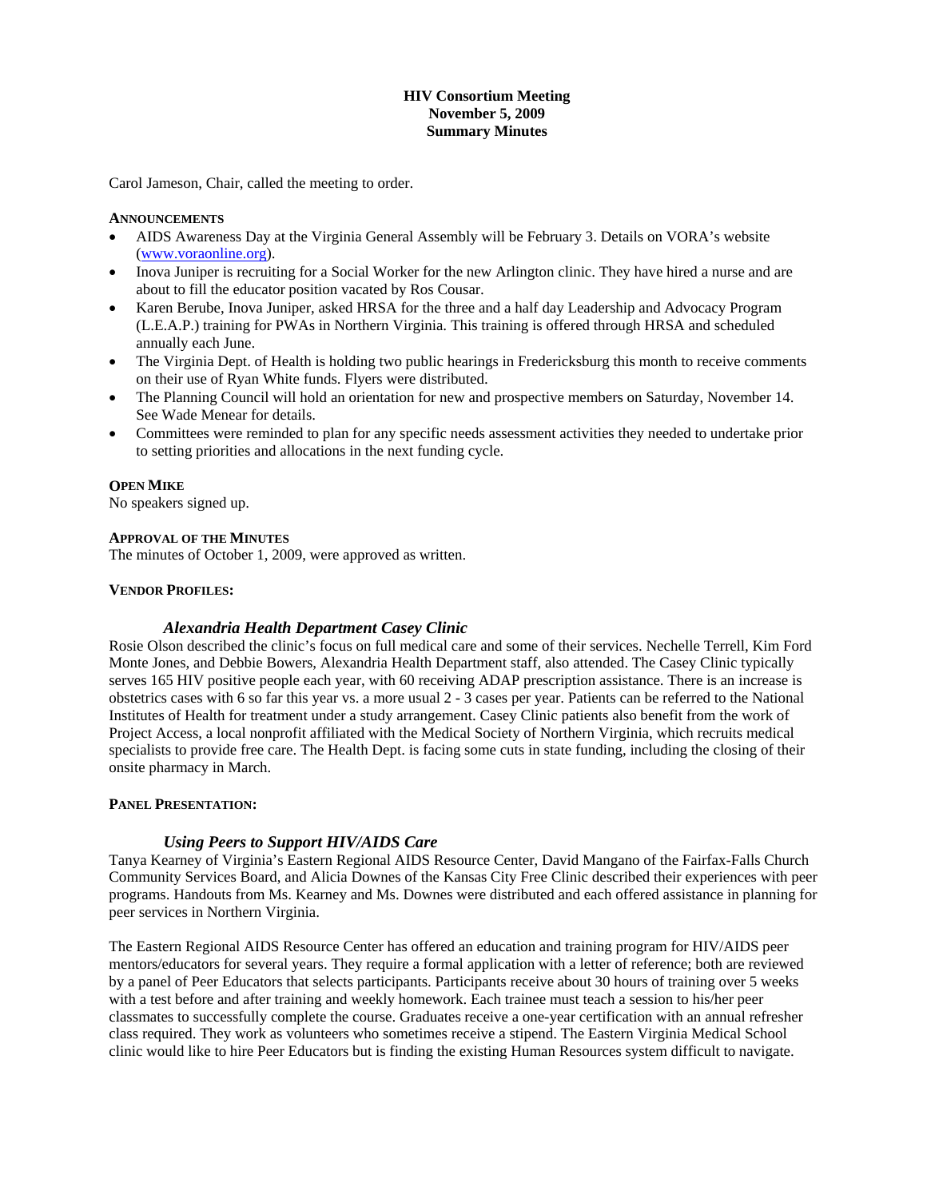**HIV Consortium Meeting**
**November 5, 2009**
**Summary Minutes**

Carol Jameson, Chair, called the meeting to order.

**ANNOUNCEMENTS**

- AIDS Awareness Day at the Virginia General Assembly will be February 3. Details on VORA's website (www.voraonline.org).
- Inova Juniper is recruiting for a Social Worker for the new Arlington clinic. They have hired a nurse and are about to fill the educator position vacated by Ros Cousar.
- Karen Berube, Inova Juniper, asked HRSA for the three and a half day Leadership and Advocacy Program (L.E.A.P.) training for PWAs in Northern Virginia. This training is offered through HRSA and scheduled annually each June.
- The Virginia Dept. of Health is holding two public hearings in Fredericksburg this month to receive comments on their use of Ryan White funds. Flyers were distributed.
- The Planning Council will hold an orientation for new and prospective members on Saturday, November 14. See Wade Menear for details.
- Committees were reminded to plan for any specific needs assessment activities they needed to undertake prior to setting priorities and allocations in the next funding cycle.

**OPEN MIKE**

No speakers signed up.

**APPROVAL OF THE MINUTES**

The minutes of October 1, 2009, were approved as written.

**VENDOR PROFILES:**

***Alexandria Health Department Casey Clinic***

Rosie Olson described the clinic's focus on full medical care and some of their services. Nechelle Terrell, Kim Ford Monte Jones, and Debbie Bowers, Alexandria Health Department staff, also attended. The Casey Clinic typically serves 165 HIV positive people each year, with 60 receiving ADAP prescription assistance. There is an increase is obstetrics cases with 6 so far this year vs. a more usual 2 - 3 cases per year. Patients can be referred to the National Institutes of Health for treatment under a study arrangement. Casey Clinic patients also benefit from the work of Project Access, a local nonprofit affiliated with the Medical Society of Northern Virginia, which recruits medical specialists to provide free care. The Health Dept. is facing some cuts in state funding, including the closing of their onsite pharmacy in March.

**PANEL PRESENTATION:**

***Using Peers to Support HIV/AIDS Care***

Tanya Kearney of Virginia's Eastern Regional AIDS Resource Center, David Mangano of the Fairfax-Falls Church Community Services Board, and Alicia Downes of the Kansas City Free Clinic described their experiences with peer programs. Handouts from Ms. Kearney and Ms. Downes were distributed and each offered assistance in planning for peer services in Northern Virginia.

The Eastern Regional AIDS Resource Center has offered an education and training program for HIV/AIDS peer mentors/educators for several years. They require a formal application with a letter of reference; both are reviewed by a panel of Peer Educators that selects participants. Participants receive about 30 hours of training over 5 weeks with a test before and after training and weekly homework. Each trainee must teach a session to his/her peer classmates to successfully complete the course. Graduates receive a one-year certification with an annual refresher class required. They work as volunteers who sometimes receive a stipend. The Eastern Virginia Medical School clinic would like to hire Peer Educators but is finding the existing Human Resources system difficult to navigate.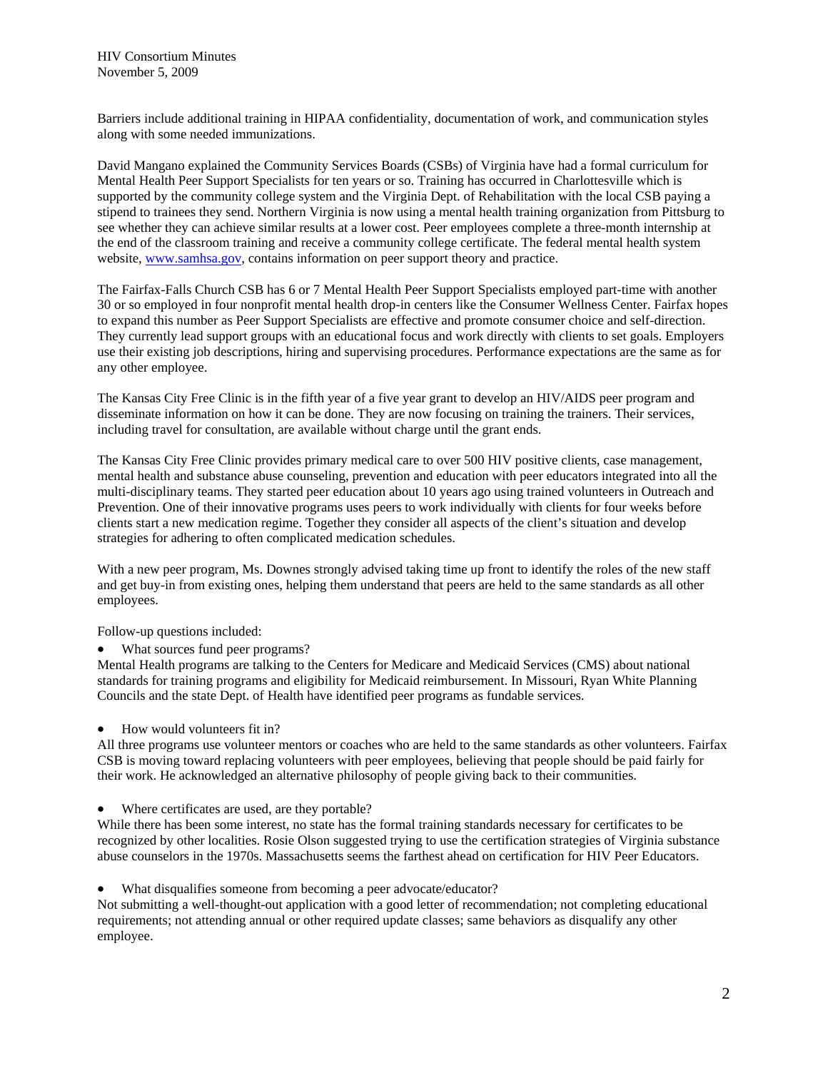Barriers include additional training in HIPAA confidentiality, documentation of work, and communication styles along with some needed immunizations.

David Mangano explained the Community Services Boards (CSBs) of Virginia have had a formal curriculum for Mental Health Peer Support Specialists for ten years or so. Training has occurred in Charlottesville which is supported by the community college system and the Virginia Dept. of Rehabilitation with the local CSB paying a stipend to trainees they send. Northern Virginia is now using a mental health training organization from Pittsburg to see whether they can achieve similar results at a lower cost. Peer employees complete a three-month internship at the end of the classroom training and receive a community college certificate. The federal mental health system website, www.samhsa.gov, contains information on peer support theory and practice.

The Fairfax-Falls Church CSB has 6 or 7 Mental Health Peer Support Specialists employed part-time with another 30 or so employed in four nonprofit mental health drop-in centers like the Consumer Wellness Center. Fairfax hopes to expand this number as Peer Support Specialists are effective and promote consumer choice and self-direction. They currently lead support groups with an educational focus and work directly with clients to set goals. Employers use their existing job descriptions, hiring and supervising procedures. Performance expectations are the same as for any other employee.

The Kansas City Free Clinic is in the fifth year of a five year grant to develop an HIV/AIDS peer program and disseminate information on how it can be done. They are now focusing on training the trainers. Their services, including travel for consultation, are available without charge until the grant ends.

The Kansas City Free Clinic provides primary medical care to over 500 HIV positive clients, case management, mental health and substance abuse counseling, prevention and education with peer educators integrated into all the multi-disciplinary teams. They started peer education about 10 years ago using trained volunteers in Outreach and Prevention. One of their innovative programs uses peers to work individually with clients for four weeks before clients start a new medication regime. Together they consider all aspects of the client's situation and develop strategies for adhering to often complicated medication schedules.

With a new peer program, Ms. Downes strongly advised taking time up front to identify the roles of the new staff and get buy-in from existing ones, helping them understand that peers are held to the same standards as all other employees.

Follow-up questions included:

- What sources fund peer programs?

Mental Health programs are talking to the Centers for Medicare and Medicaid Services (CMS) about national standards for training programs and eligibility for Medicaid reimbursement. In Missouri, Ryan White Planning Councils and the state Dept. of Health have identified peer programs as fundable services.

- How would volunteers fit in?

All three programs use volunteer mentors or coaches who are held to the same standards as other volunteers. Fairfax CSB is moving toward replacing volunteers with peer employees, believing that people should be paid fairly for their work. He acknowledged an alternative philosophy of people giving back to their communities.

- Where certificates are used, are they portable?

While there has been some interest, no state has the formal training standards necessary for certificates to be recognized by other localities. Rosie Olson suggested trying to use the certification strategies of Virginia substance abuse counselors in the 1970s. Massachusetts seems the farthest ahead on certification for HIV Peer Educators.

- What disqualifies someone from becoming a peer advocate/educator?

Not submitting a well-thought-out application with a good letter of recommendation; not completing educational requirements; not attending annual or other required update classes; same behaviors as disqualify any other employee.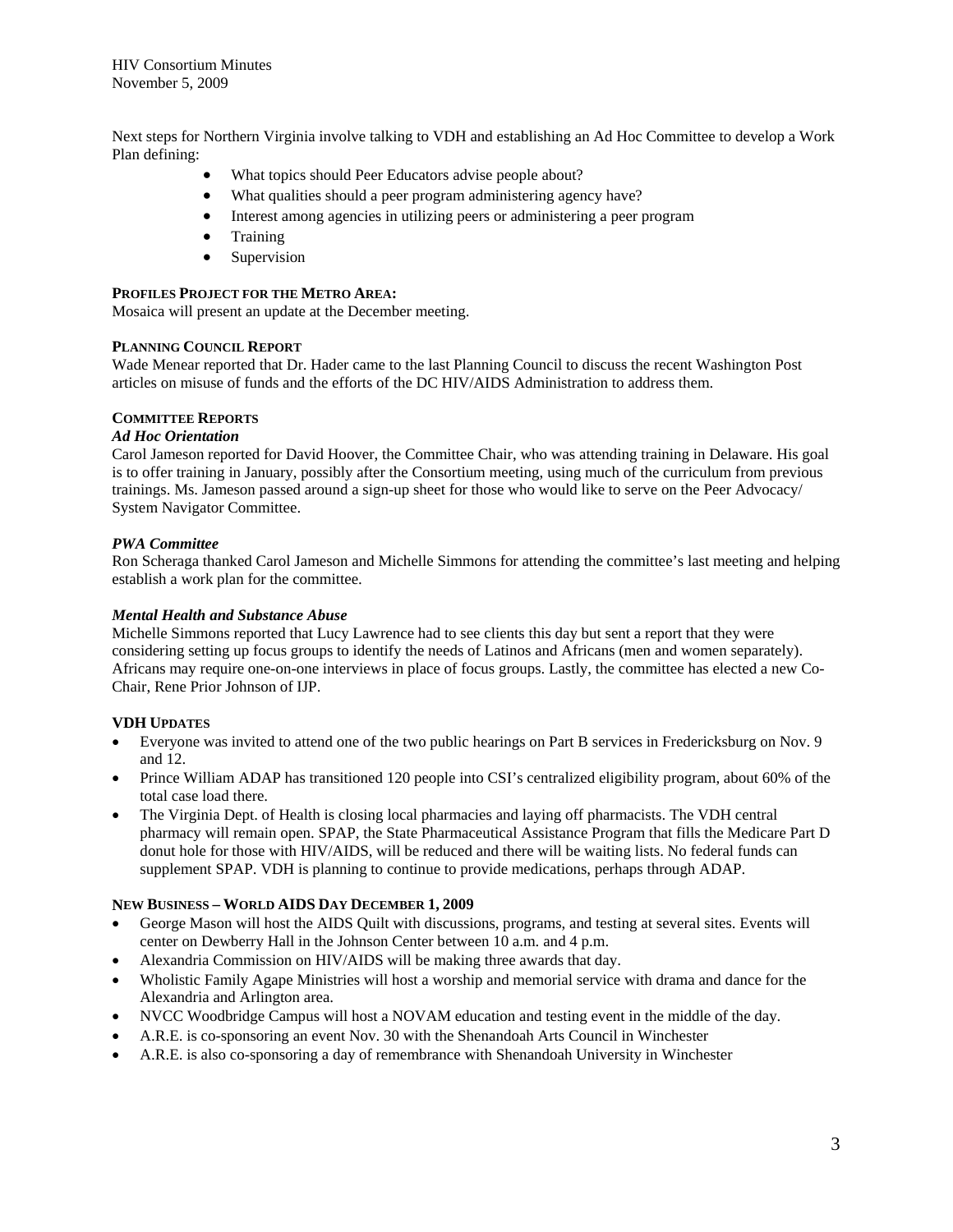Next steps for Northern Virginia involve talking to VDH and establishing an Ad Hoc Committee to develop a Work Plan defining:

- What topics should Peer Educators advise people about?
- What qualities should a peer program administering agency have?
- Interest among agencies in utilizing peers or administering a peer program
- Training
- Supervision

**PROFILES PROJECT FOR THE METRO AREA:**

Mosaica will present an update at the December meeting.

**PLANNING COUNCIL REPORT**

Wade Menear reported that Dr. Hader came to the last Planning Council to discuss the recent Washington Post articles on misuse of funds and the efforts of the DC HIV/AIDS Administration to address them.

**COMMITTEE REPORTS**

***Ad Hoc Orientation***

Carol Jameson reported for David Hoover, the Committee Chair, who was attending training in Delaware. His goal is to offer training in January, possibly after the Consortium meeting, using much of the curriculum from previous trainings. Ms. Jameson passed around a sign-up sheet for those who would like to serve on the Peer Advocacy/ System Navigator Committee.

***PWA Committee***

Ron Scheraga thanked Carol Jameson and Michelle Simmons for attending the committee's last meeting and helping establish a work plan for the committee.

***Mental Health and Substance Abuse***

Michelle Simmons reported that Lucy Lawrence had to see clients this day but sent a report that they were considering setting up focus groups to identify the needs of Latinos and Africans (men and women separately). Africans may require one-on-one interviews in place of focus groups. Lastly, the committee has elected a new Co-Chair, Rene Prior Johnson of IJP.

**VDH UPDATES**

- Everyone was invited to attend one of the two public hearings on Part B services in Fredericksburg on Nov. 9 and 12.
- Prince William ADAP has transitioned 120 people into CSI's centralized eligibility program, about 60% of the total case load there.
- The Virginia Dept. of Health is closing local pharmacies and laying off pharmacists. The VDH central pharmacy will remain open. SPAP, the State Pharmaceutical Assistance Program that fills the Medicare Part D donut hole for those with HIV/AIDS, will be reduced and there will be waiting lists. No federal funds can supplement SPAP. VDH is planning to continue to provide medications, perhaps through ADAP.

**NEW BUSINESS – WORLD AIDS DAY DECEMBER 1, 2009**

- George Mason will host the AIDS Quilt with discussions, programs, and testing at several sites. Events will center on Dewberry Hall in the Johnson Center between 10 a.m. and 4 p.m.
- Alexandria Commission on HIV/AIDS will be making three awards that day.
- Wholistic Family Agape Ministries will host a worship and memorial service with drama and dance for the Alexandria and Arlington area.
- NVCC Woodbridge Campus will host a NOVAM education and testing event in the middle of the day.
- A.R.E. is co-sponsoring an event Nov. 30 with the Shenandoah Arts Council in Winchester
- A.R.E. is also co-sponsoring a day of remembrance with Shenandoah University in Winchester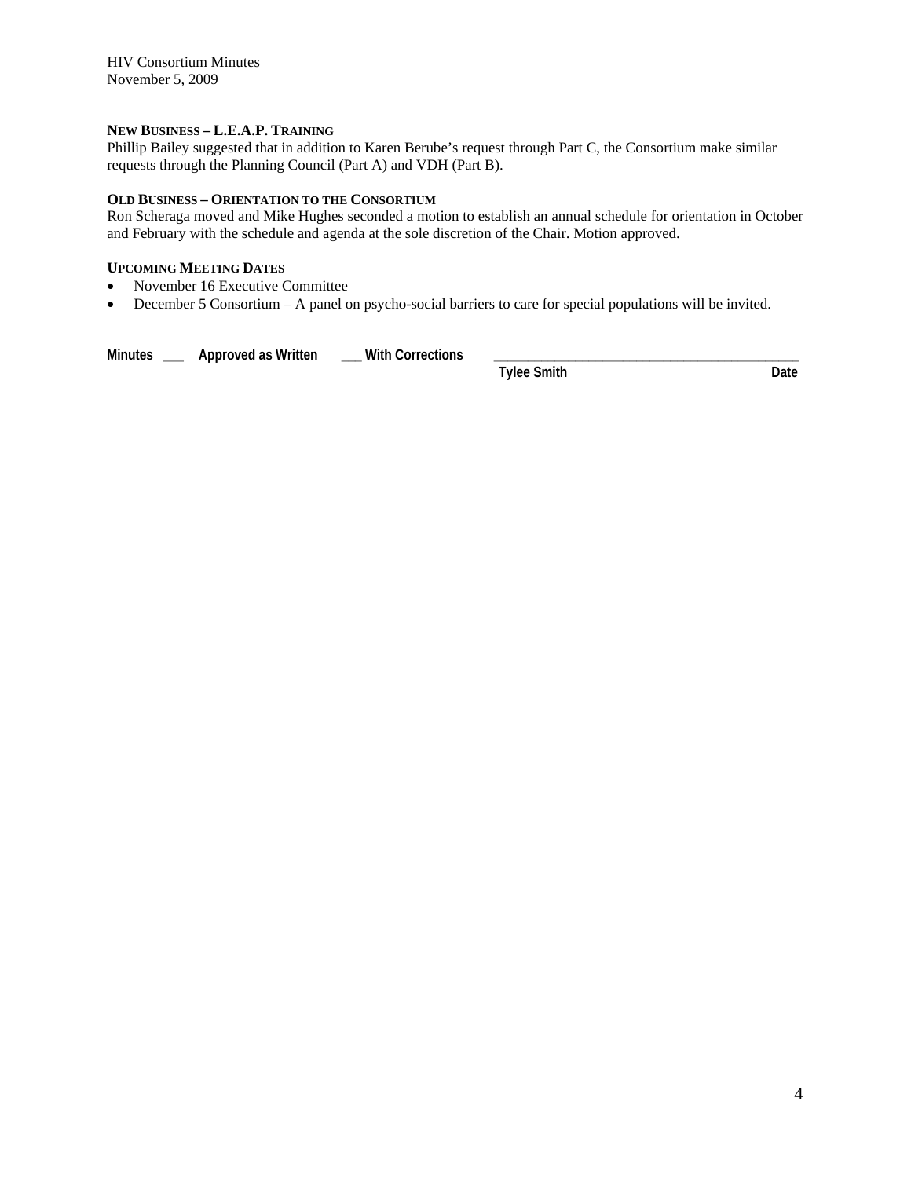**NEW BUSINESS – L.E.A.P. TRAINING**

Phillip Bailey suggested that in addition to Karen Berube's request through Part C, the Consortium make similar requests through the Planning Council (Part A) and VDH (Part B).

**OLD BUSINESS – ORIENTATION TO THE CONSORTIUM**

Ron Scheraga moved and Mike Hughes seconded a motion to establish an annual schedule for orientation in October and February with the schedule and agenda at the sole discretion of the Chair. Motion approved.

**UPCOMING MEETING DATES**

- November 16 Executive Committee
- December 5 Consortium – A panel on psycho-social barriers to care for special populations will be invited.

**Minutes** ___ **Approved as Written** ___ **With Corrections** ____________________________________________

**Tylee Smith** **Date**